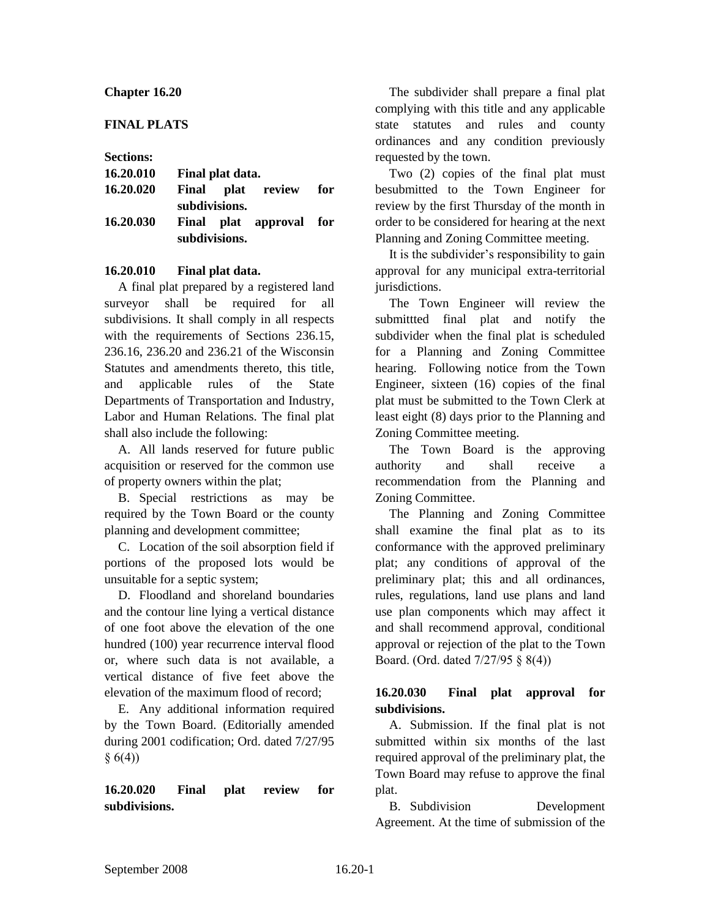# Chapter 16.20

## FINAL PLATS

**Sections:**

**16.20.010 Final plat data.**
**16.20.020 Final plat review for subdivisions.**
**16.20.030 Final plat approval for subdivisions.**

### 16.20.010 Final plat data.

A final plat prepared by a registered land surveyor shall be required for all subdivisions. It shall comply in all respects with the requirements of Sections 236.15, 236.16, 236.20 and 236.21 of the Wisconsin Statutes and amendments thereto, this title, and applicable rules of the State Departments of Transportation and Industry, Labor and Human Relations. The final plat shall also include the following:

A. All lands reserved for future public acquisition or reserved for the common use of property owners within the plat;

B. Special restrictions as may be required by the Town Board or the county planning and development committee;

C. Location of the soil absorption field if portions of the proposed lots would be unsuitable for a septic system;

D. Floodland and shoreland boundaries and the contour line lying a vertical distance of one foot above the elevation of the one hundred (100) year recurrence interval flood or, where such data is not available, a vertical distance of five feet above the elevation of the maximum flood of record;

E. Any additional information required by the Town Board. (Editorially amended during 2001 codification; Ord. dated 7/27/95 § 6(4))

### 16.20.020 Final plat review for subdivisions.

The subdivider shall prepare a final plat complying with this title and any applicable state statutes and rules and county ordinances and any condition previously requested by the town.

Two (2) copies of the final plat must besubmitted to the Town Engineer for review by the first Thursday of the month in order to be considered for hearing at the next Planning and Zoning Committee meeting.

It is the subdivider's responsibility to gain approval for any municipal extra-territorial jurisdictions.

The Town Engineer will review the submittted final plat and notify the subdivider when the final plat is scheduled for a Planning and Zoning Committee hearing. Following notice from the Town Engineer, sixteen (16) copies of the final plat must be submitted to the Town Clerk at least eight (8) days prior to the Planning and Zoning Committee meeting.

The Town Board is the approving authority and shall receive a recommendation from the Planning and Zoning Committee.

The Planning and Zoning Committee shall examine the final plat as to its conformance with the approved preliminary plat; any conditions of approval of the preliminary plat; this and all ordinances, rules, regulations, land use plans and land use plan components which may affect it and shall recommend approval, conditional approval or rejection of the plat to the Town Board. (Ord. dated 7/27/95 § 8(4))

### 16.20.030 Final plat approval for subdivisions.

A. Submission. If the final plat is not submitted within six months of the last required approval of the preliminary plat, the Town Board may refuse to approve the final plat.

B. Subdivision Development Agreement. At the time of submission of the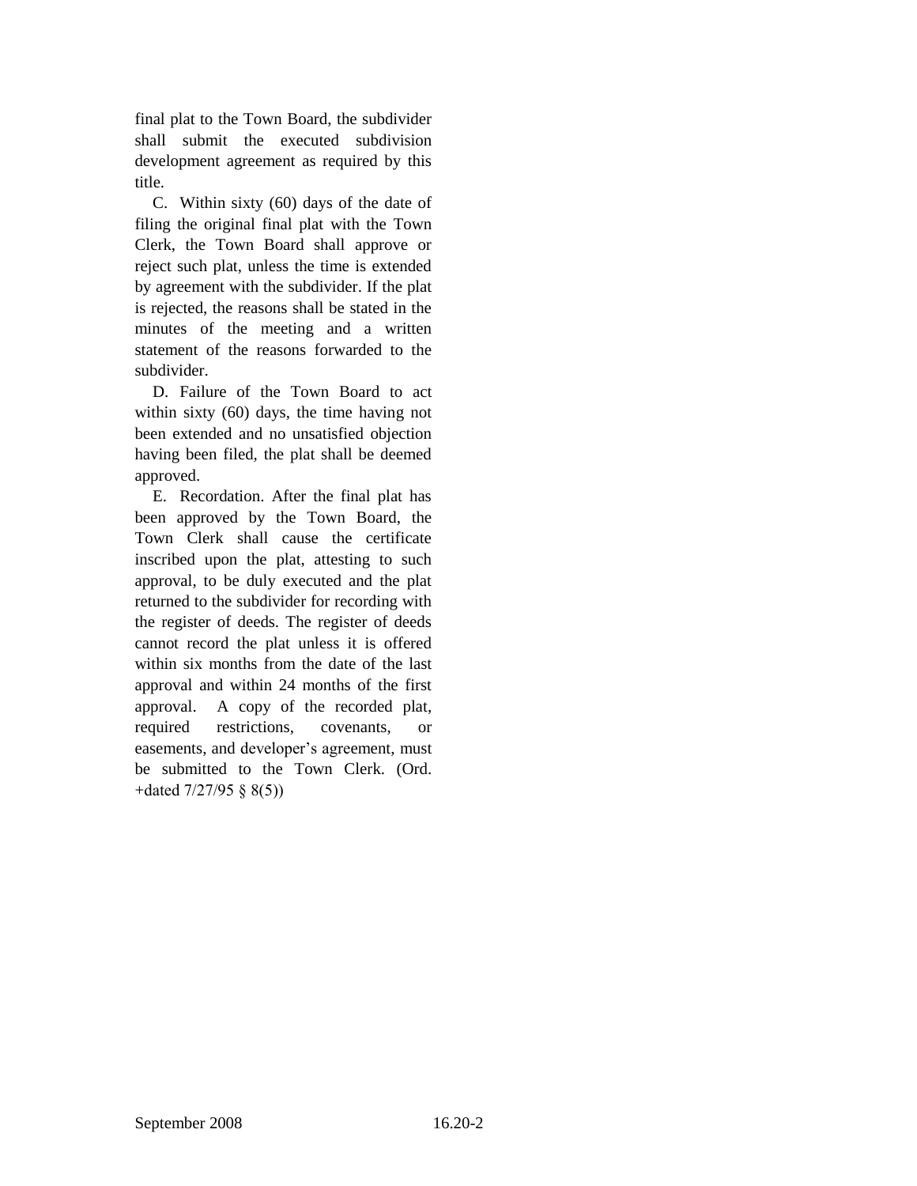final plat to the Town Board, the subdivider shall submit the executed subdivision development agreement as required by this title.

C. Within sixty (60) days of the date of filing the original final plat with the Town Clerk, the Town Board shall approve or reject such plat, unless the time is extended by agreement with the subdivider. If the plat is rejected, the reasons shall be stated in the minutes of the meeting and a written statement of the reasons forwarded to the subdivider.

D. Failure of the Town Board to act within sixty (60) days, the time having not been extended and no unsatisfied objection having been filed, the plat shall be deemed approved.

E. Recordation. After the final plat has been approved by the Town Board, the Town Clerk shall cause the certificate inscribed upon the plat, attesting to such approval, to be duly executed and the plat returned to the subdivider for recording with the register of deeds. The register of deeds cannot record the plat unless it is offered within six months from the date of the last approval and within 24 months of the first approval. A copy of the recorded plat, required restrictions, covenants, or easements, and developer's agreement, must be submitted to the Town Clerk. (Ord. +dated 7/27/95 § 8(5))